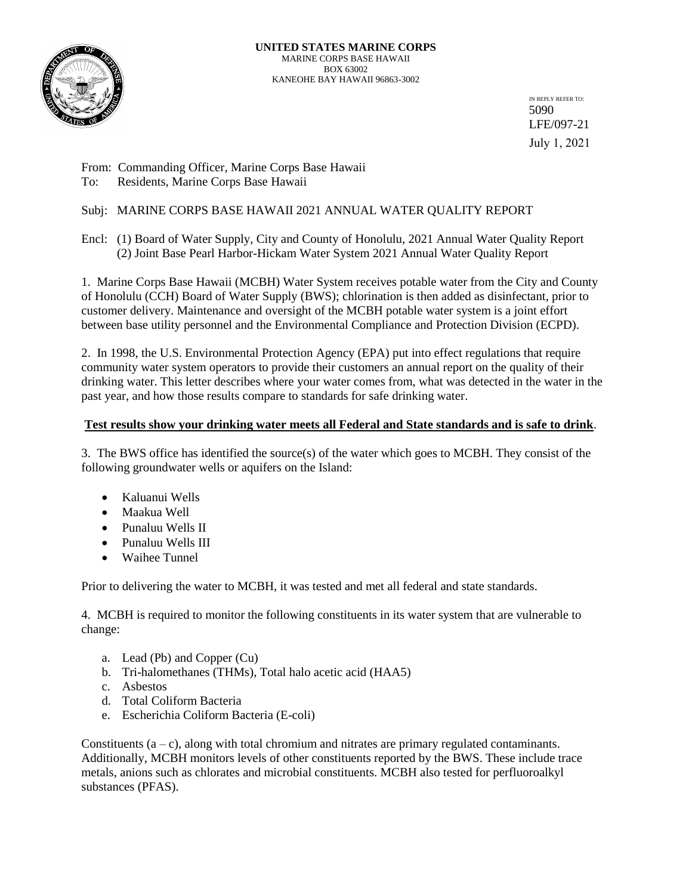**UNITED STATES MARINE CORPS**
MARINE CORPS BASE HAWAII
BOX 63002
KANEOHE BAY HAWAII 96863-3002

IN REPLY REFER TO:
5090
LFE/097-21
July 1, 2021

From: Commanding Officer, Marine Corps Base Hawaii
To: Residents, Marine Corps Base Hawaii

Subj: MARINE CORPS BASE HAWAII 2021 ANNUAL WATER QUALITY REPORT

Encl: (1) Board of Water Supply, City and County of Honolulu, 2021 Annual Water Quality Report
(2) Joint Base Pearl Harbor-Hickam Water System 2021 Annual Water Quality Report

1. Marine Corps Base Hawaii (MCBH) Water System receives potable water from the City and County of Honolulu (CCH) Board of Water Supply (BWS); chlorination is then added as disinfectant, prior to customer delivery. Maintenance and oversight of the MCBH potable water system is a joint effort between base utility personnel and the Environmental Compliance and Protection Division (ECPD).

2. In 1998, the U.S. Environmental Protection Agency (EPA) put into effect regulations that require community water system operators to provide their customers an annual report on the quality of their drinking water. This letter describes where your water comes from, what was detected in the water in the past year, and how those results compare to standards for safe drinking water.

**Test results show your drinking water meets all Federal and State standards and is safe to drink**.

3. The BWS office has identified the source(s) of the water which goes to MCBH. They consist of the following groundwater wells or aquifers on the Island:

- Kaluanui Wells
- Maakua Well
- Punaluu Wells II
- Punaluu Wells III
- Waihee Tunnel

Prior to delivering the water to MCBH, it was tested and met all federal and state standards.

4. MCBH is required to monitor the following constituents in its water system that are vulnerable to change:

a. Lead (Pb) and Copper (Cu)
b. Tri-halomethanes (THMs), Total halo acetic acid (HAA5)
c. Asbestos
d. Total Coliform Bacteria
e. Escherichia Coliform Bacteria (E-coli)

Constituents (a – c), along with total chromium and nitrates are primary regulated contaminants. Additionally, MCBH monitors levels of other constituents reported by the BWS. These include trace metals, anions such as chlorates and microbial constituents. MCBH also tested for perfluoroalkyl substances (PFAS).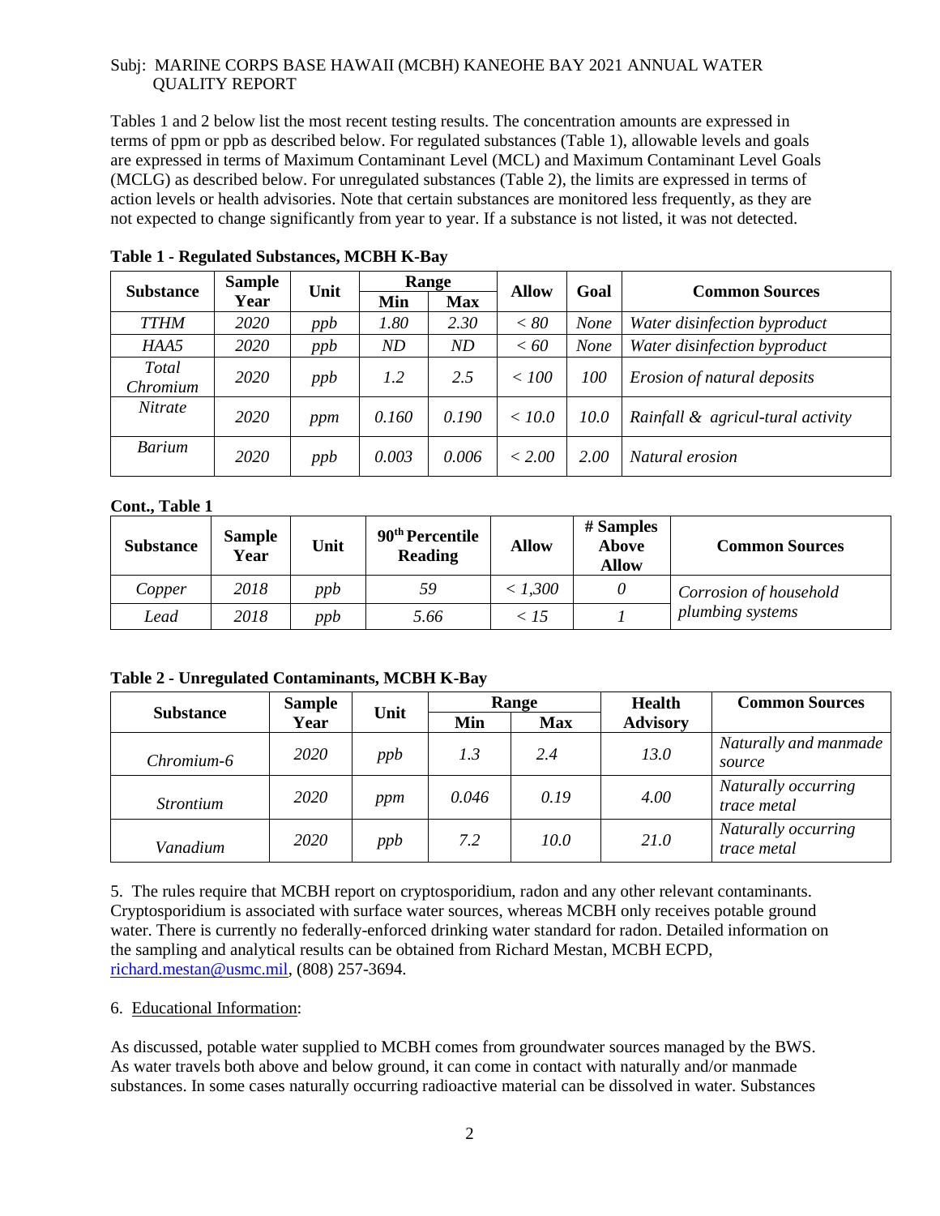Subj: MARINE CORPS BASE HAWAII (MCBH) KANEOHE BAY 2021 ANNUAL WATER QUALITY REPORT

Tables 1 and 2 below list the most recent testing results. The concentration amounts are expressed in terms of ppm or ppb as described below. For regulated substances (Table 1), allowable levels and goals are expressed in terms of Maximum Contaminant Level (MCL) and Maximum Contaminant Level Goals (MCLG) as described below. For unregulated substances (Table 2), the limits are expressed in terms of action levels or health advisories. Note that certain substances are monitored less frequently, as they are not expected to change significantly from year to year. If a substance is not listed, it was not detected.

**Table 1 - Regulated Substances, MCBH K-Bay**

| Substance | Sample Year | Unit | Range | | Allow | Goal | Common Sources |
|---|---|---|---|---|---|---|---|
| | | | Min | Max | | | |
| *TTHM* | *2020* | *ppb* | *1.80* | *2.30* | *< 80* | *None* | *Water disinfection byproduct* |
| *HAA5* | *2020* | *ppb* | *ND* | *ND* | *< 60* | *None* | *Water disinfection byproduct* |
| *Total Chromium* | *2020* | *ppb* | *1.2* | *2.5* | *< 100* | *100* | *Erosion of natural deposits* |
| *Nitrate* | *2020* | *ppm* | *0.160* | *0.190* | *< 10.0* | *10.0* | *Rainfall & agricul-tural activity* |
| *Barium* | *2020* | *ppb* | *0.003* | *0.006* | *< 2.00* | *2.00* | *Natural erosion* |

**Cont., Table 1**

| Substance | Sample Year | Unit | 90th Percentile Reading | Allow | # Samples Above Allow | Common Sources |
|---|---|---|---|---|---|---|
| *Copper* | *2018* | *ppb* | *59* | *< 1,300* | *0* | *Corrosion of household plumbing systems* |
| *Lead* | *2018* | *ppb* | *5.66* | *< 15* | *1* | |

**Table 2 - Unregulated Contaminants, MCBH K-Bay**

| Substance | Sample Year | Unit | Range | | Health Advisory | Common Sources |
|---|---|---|---|---|---|---|
| | | | Min | Max | | |
| *Chromium-6* | *2020* | *ppb* | *1.3* | *2.4* | *13.0* | *Naturally and manmade source* |
| *Strontium* | *2020* | *ppm* | *0.046* | *0.19* | *4.00* | *Naturally occurring trace metal* |
| *Vanadium* | *2020* | *ppb* | *7.2* | *10.0* | *21.0* | *Naturally occurring trace metal* |

5. The rules require that MCBH report on cryptosporidium, radon and any other relevant contaminants. Cryptosporidium is associated with surface water sources, whereas MCBH only receives potable ground water. There is currently no federally-enforced drinking water standard for radon. Detailed information on the sampling and analytical results can be obtained from Richard Mestan, MCBH ECPD, richard.mestan@usmc.mil, (808) 257-3694.

6. Educational Information:

As discussed, potable water supplied to MCBH comes from groundwater sources managed by the BWS. As water travels both above and below ground, it can come in contact with naturally and/or manmade substances. In some cases naturally occurring radioactive material can be dissolved in water. Substances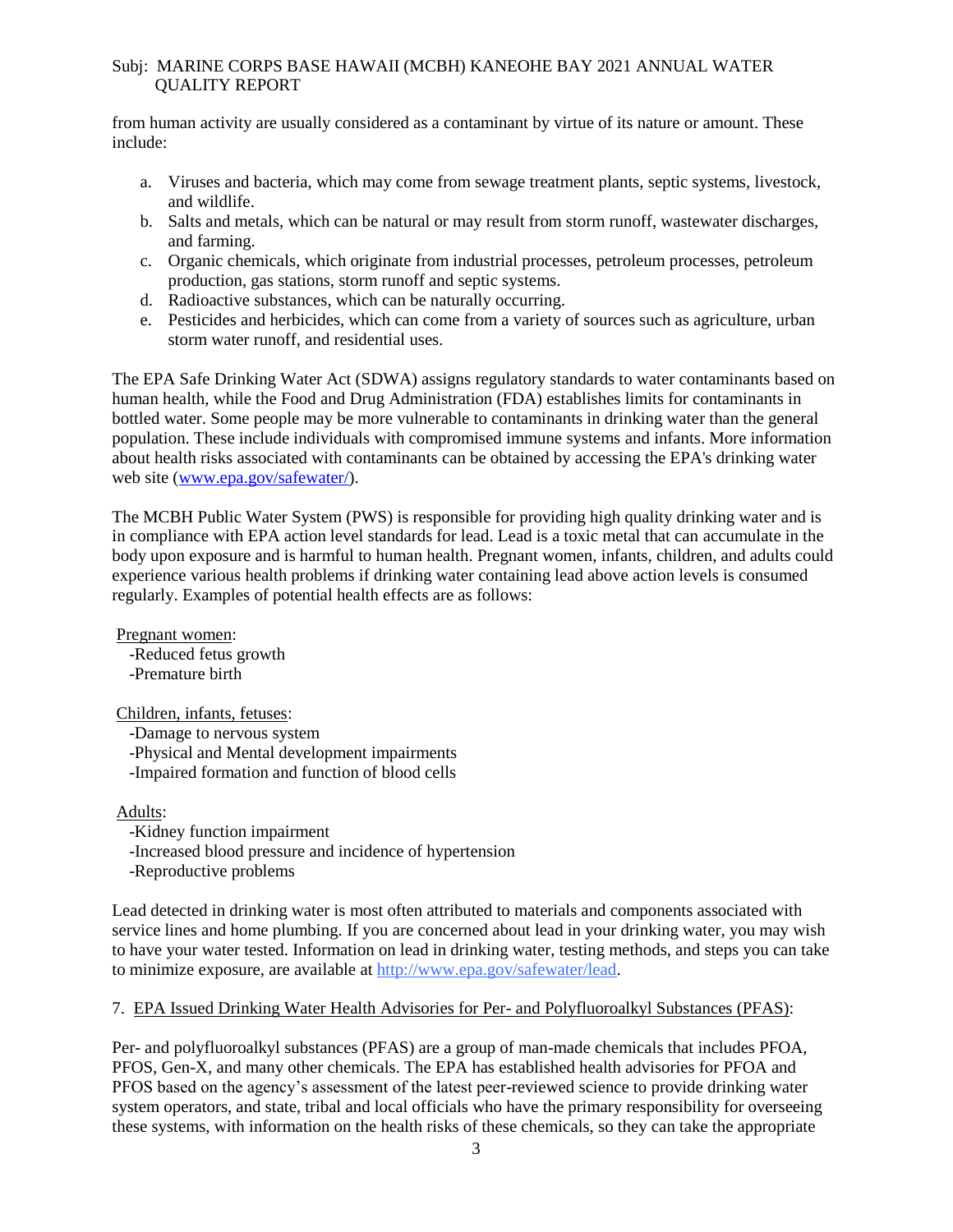from human activity are usually considered as a contaminant by virtue of its nature or amount. These include:

a. Viruses and bacteria, which may come from sewage treatment plants, septic systems, livestock, and wildlife.
b. Salts and metals, which can be natural or may result from storm runoff, wastewater discharges, and farming.
c. Organic chemicals, which originate from industrial processes, petroleum processes, petroleum production, gas stations, storm runoff and septic systems.
d. Radioactive substances, which can be naturally occurring.
e. Pesticides and herbicides, which can come from a variety of sources such as agriculture, urban storm water runoff, and residential uses.

The EPA Safe Drinking Water Act (SDWA) assigns regulatory standards to water contaminants based on human health, while the Food and Drug Administration (FDA) establishes limits for contaminants in bottled water. Some people may be more vulnerable to contaminants in drinking water than the general population. These include individuals with compromised immune systems and infants. More information about health risks associated with contaminants can be obtained by accessing the EPA's drinking water web site ([www.epa.gov/safewater/](www.epa.gov/safewater/)).

The MCBH Public Water System (PWS) is responsible for providing high quality drinking water and is in compliance with EPA action level standards for lead. Lead is a toxic metal that can accumulate in the body upon exposure and is harmful to human health. Pregnant women, infants, children, and adults could experience various health problems if drinking water containing lead above action levels is consumed regularly. Examples of potential health effects are as follows:

<u>Pregnant women</u>:
-Reduced fetus growth
-Premature birth

<u>Children, infants, fetuses</u>:
-Damage to nervous system
-Physical and Mental development impairments
-Impaired formation and function of blood cells

<u>Adults</u>:
-Kidney function impairment
-Increased blood pressure and incidence of hypertension
-Reproductive problems

Lead detected in drinking water is most often attributed to materials and components associated with service lines and home plumbing. If you are concerned about lead in your drinking water, you may wish to have your water tested. Information on lead in drinking water, testing methods, and steps you can take to minimize exposure, are available at [http://www.epa.gov/safewater/lead](http://www.epa.gov/safewater/lead).

7. <u>EPA Issued Drinking Water Health Advisories for Per- and Polyfluoroalkyl Substances (PFAS)</u>:

Per- and polyfluoroalkyl substances (PFAS) are a group of man-made chemicals that includes PFOA, PFOS, Gen-X, and many other chemicals. The EPA has established health advisories for PFOA and PFOS based on the agency's assessment of the latest peer-reviewed science to provide drinking water system operators, and state, tribal and local officials who have the primary responsibility for overseeing these systems, with information on the health risks of these chemicals, so they can take the appropriate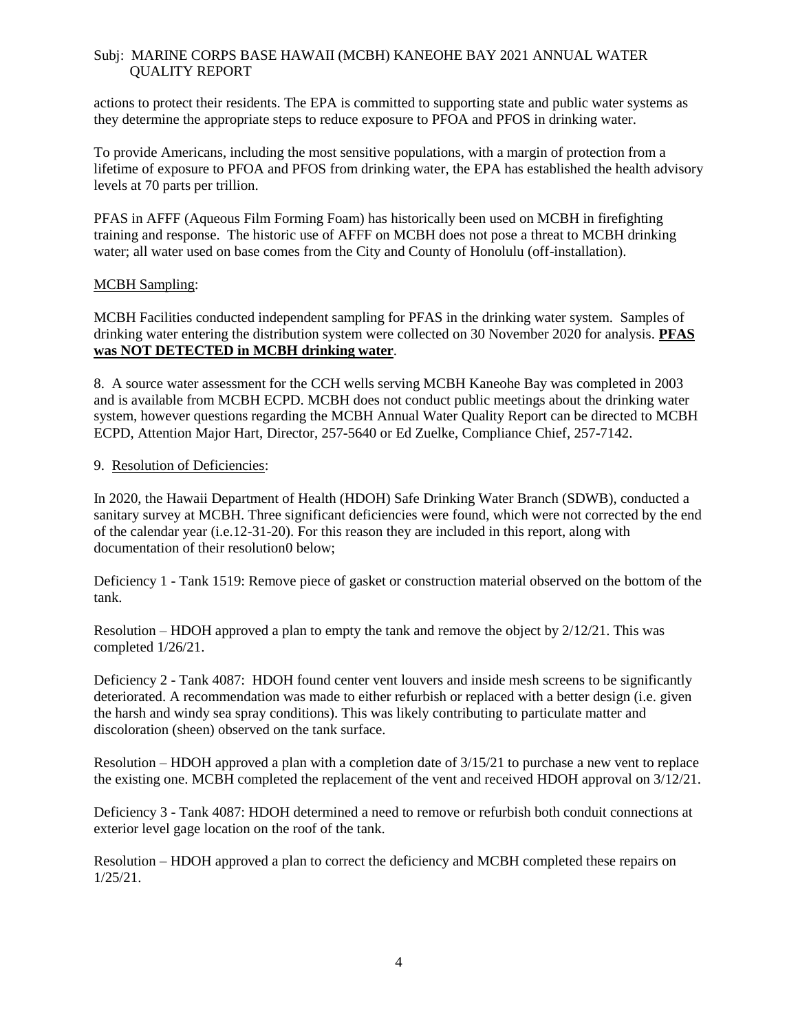actions to protect their residents. The EPA is committed to supporting state and public water systems as they determine the appropriate steps to reduce exposure to PFOA and PFOS in drinking water.

To provide Americans, including the most sensitive populations, with a margin of protection from a lifetime of exposure to PFOA and PFOS from drinking water, the EPA has established the health advisory levels at 70 parts per trillion.

PFAS in AFFF (Aqueous Film Forming Foam) has historically been used on MCBH in firefighting training and response. The historic use of AFFF on MCBH does not pose a threat to MCBH drinking water; all water used on base comes from the City and County of Honolulu (off-installation).

<u>MCBH Sampling</u>:

MCBH Facilities conducted independent sampling for PFAS in the drinking water system. Samples of drinking water entering the distribution system were collected on 30 November 2020 for analysis. **<u>PFAS was NOT DETECTED in MCBH drinking water</u>**.

8. A source water assessment for the CCH wells serving MCBH Kaneohe Bay was completed in 2003 and is available from MCBH ECPD. MCBH does not conduct public meetings about the drinking water system, however questions regarding the MCBH Annual Water Quality Report can be directed to MCBH ECPD, Attention Major Hart, Director, 257-5640 or Ed Zuelke, Compliance Chief, 257-7142.

9. <u>Resolution of Deficiencies</u>:

In 2020, the Hawaii Department of Health (HDOH) Safe Drinking Water Branch (SDWB), conducted a sanitary survey at MCBH. Three significant deficiencies were found, which were not corrected by the end of the calendar year (i.e.12-31-20). For this reason they are included in this report, along with documentation of their resolution0 below;

Deficiency 1 - Tank 1519: Remove piece of gasket or construction material observed on the bottom of the tank.

Resolution – HDOH approved a plan to empty the tank and remove the object by 2/12/21. This was completed 1/26/21.

Deficiency 2 - Tank 4087: HDOH found center vent louvers and inside mesh screens to be significantly deteriorated. A recommendation was made to either refurbish or replaced with a better design (i.e. given the harsh and windy sea spray conditions). This was likely contributing to particulate matter and discoloration (sheen) observed on the tank surface.

Resolution – HDOH approved a plan with a completion date of 3/15/21 to purchase a new vent to replace the existing one. MCBH completed the replacement of the vent and received HDOH approval on 3/12/21.

Deficiency 3 - Tank 4087: HDOH determined a need to remove or refurbish both conduit connections at exterior level gage location on the roof of the tank.

Resolution – HDOH approved a plan to correct the deficiency and MCBH completed these repairs on 1/25/21.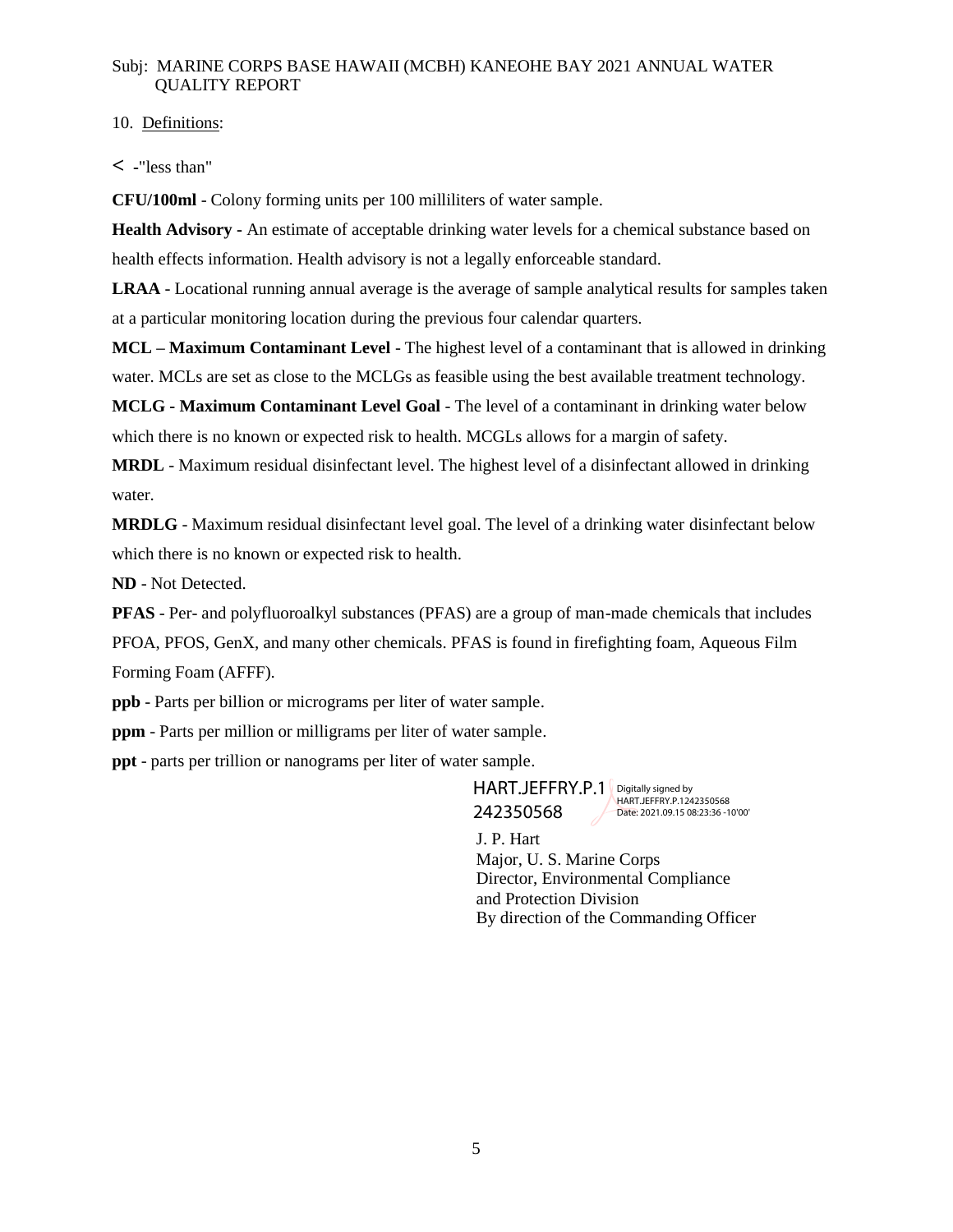Subj: MARINE CORPS BASE HAWAII (MCBH) KANEOHE BAY 2021 ANNUAL WATER QUALITY REPORT

10. Definitions:

< -"less than"

**CFU/100ml** - Colony forming units per 100 milliliters of water sample.

**Health Advisory** - An estimate of acceptable drinking water levels for a chemical substance based on health effects information. Health advisory is not a legally enforceable standard.

**LRAA** - Locational running annual average is the average of sample analytical results for samples taken at a particular monitoring location during the previous four calendar quarters.

**MCL – Maximum Contaminant Level** - The highest level of a contaminant that is allowed in drinking water. MCLs are set as close to the MCLGs as feasible using the best available treatment technology.

**MCLG - Maximum Contaminant Level Goal** - The level of a contaminant in drinking water below which there is no known or expected risk to health. MCGLs allows for a margin of safety.

**MRDL** - Maximum residual disinfectant level. The highest level of a disinfectant allowed in drinking water.

**MRDLG** - Maximum residual disinfectant level goal. The level of a drinking water disinfectant below which there is no known or expected risk to health.

**ND** - Not Detected.

**PFAS** - Per- and polyfluoroalkyl substances (PFAS) are a group of man-made chemicals that includes PFOA, PFOS, GenX, and many other chemicals. PFAS is found in firefighting foam, Aqueous Film Forming Foam (AFFF).

**ppb** - Parts per billion or micrograms per liter of water sample.

**ppm** - Parts per million or milligrams per liter of water sample.

**ppt** - parts per trillion or nanograms per liter of water sample.

HART.JEFFRY.P.1242350568 Digitally signed by HART.JEFFRY.P.1242350568 Date: 2021.09.15 08:23:36 -10'00'

J. P. Hart
Major, U. S. Marine Corps
Director, Environmental Compliance and Protection Division
By direction of the Commanding Officer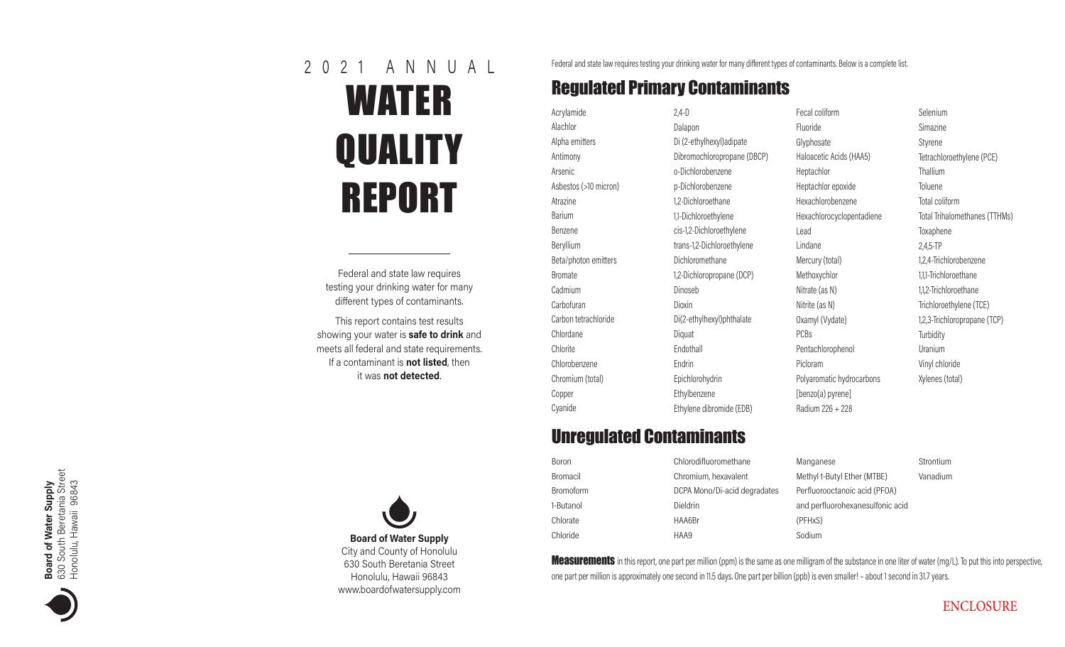# 2021 ANNUAL WATER QUALITY REPORT

Federal and state law requires testing your drinking water for many different types of contaminants.

This report contains test results showing your water is **safe to drink** and meets all federal and state requirements. If a contaminant is **not listed**, then it was **not detected**.

**Board of Water Supply**
City and County of Honolulu
630 South Beretania Street
Honolulu, Hawaii 96843
www.boardofwatersupply.com

**Board of Water Supply**
630 South Beretania Street
Honolulu, Hawaii 96843

Federal and state law requires testing your drinking water for many different types of contaminants. Below is a complete list.

## Regulated Primary Contaminants

- Acrylamide
- Alachlor
- Alpha emitters
- Antimony
- Arsenic
- Asbestos (>10 micron)
- Atrazine
- Barium
- Benzene
- Beryllium
- Beta/photon emitters
- Bromate
- Cadmium
- Carbofuran
- Carbon tetrachloride
- Chlordane
- Chlorite
- Chlorobenzene
- Chromium (total)
- Copper
- Cyanide
- 2,4-D
- Dalapon
- Di (2-ethylhexyl)adipate
- Dibromochloropropane (DBCP)
- o-Dichlorobenzene
- p-Dichlorobenzene
- 1,2-Dichloroethane
- 1,1-Dichloroethylene
- cis-1,2-Dichloroethylene
- trans-1,2-Dichloroethylene
- Dichloromethane
- 1,2-Dichloropropane (DCP)
- Dinoseb
- Dioxin
- Di(2-ethylhexyl)phthalate
- Diquat
- Endothall
- Endrin
- Epichlorohydrin
- Ethylbenzene
- Ethylene dibromide (EDB)
- Fecal coliform
- Fluoride
- Glyphosate
- Haloacetic Acids (HAA5)
- Heptachlor
- Heptachlor epoxide
- Hexachlorobenzene
- Hexachlorocyclopentadiene
- Lead
- Lindane
- Mercury (total)
- Methoxychlor
- Nitrate (as N)
- Nitrite (as N)
- Oxamyl (Vydate)
- PCBs
- Pentachlorophenol
- Picloram
- Polyaromatic hydrocarbons [benzo(a) pyrene]
- Radium 226 + 228
- Selenium
- Simazine
- Styrene
- Tetrachloroethylene (PCE)
- Thallium
- Toluene
- Total coliform
- Total Trihalomethanes (TTHMs)
- Toxaphene
- 2,4,5-TP
- 1,2,4-Trichlorobenzene
- 1,1,1-Trichloroethane
- 1,1,2-Trichloroethane
- Trichloroethylene (TCE)
- 1,2,3-Trichloropropane (TCP)
- Turbidity
- Uranium
- Vinyl chloride
- Xylenes (total)

## Unregulated Contaminants

- Boron
- Bromacil
- Bromoform
- 1-Butanol
- Chlorate
- Chloride
- Chlorodifluoromethane
- Chromium, hexavalent
- DCPA Mono/Di-acid degradates
- Dieldrin
- HAA6Br
- HAA9
- Manganese
- Methyl t-Butyl Ether (MTBE)
- Perfluorooctanoic acid (PFOA) and perfluorohexanesulfonic acid (PFHxS)
- Sodium
- Strontium
- Vanadium

**Measurements** in this report, one part per million (ppm) is the same as one milligram of the substance in one liter of water (mg/L). To put this into perspective, one part per million is approximately one second in 11.5 days. One part per billion (ppb) is even smaller! – about 1 second in 31.7 years.

ENCLOSURE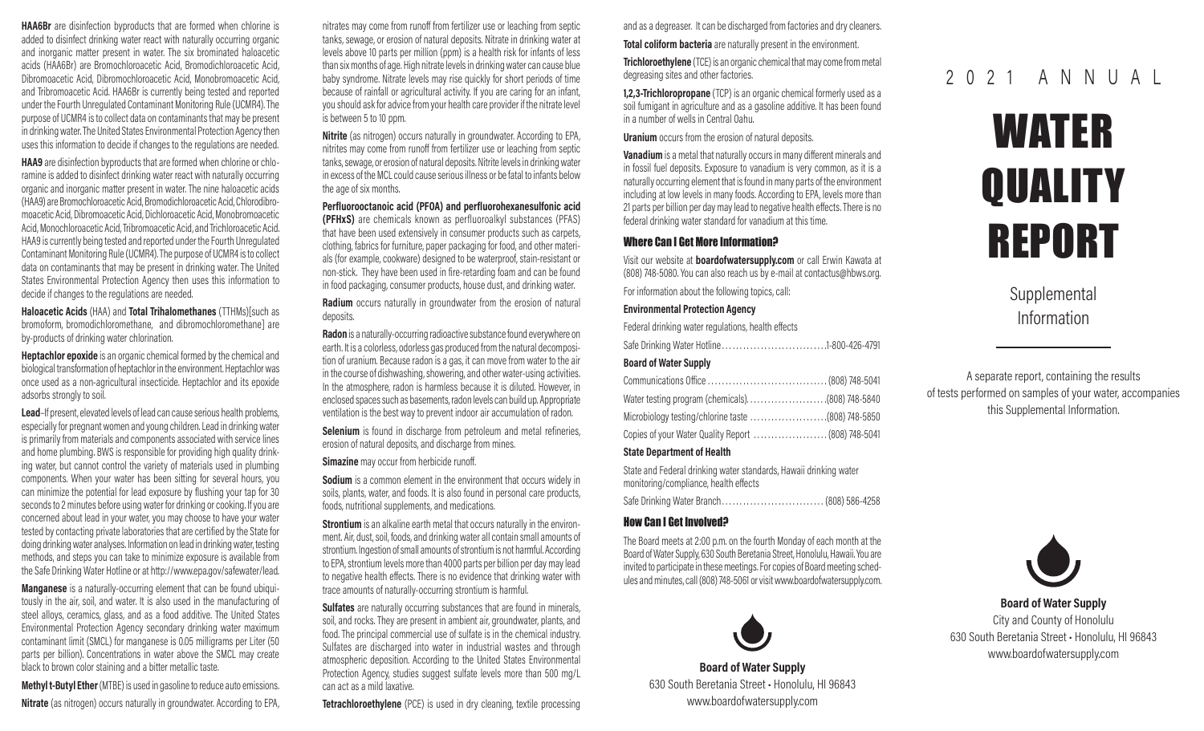**HAA6Br** are disinfection byproducts that are formed when chlorine is added to disinfect drinking water react with naturally occurring organic and inorganic matter present in water. The six brominated haloacetic acids (HAA6Br) are Bromochloroacetic Acid, Bromodichloroacetic Acid, Dibromoacetic Acid, Dibromochloroacetic Acid, Monobromoacetic Acid, and Tribromoacetic Acid. HAA6Br is currently being tested and reported under the Fourth Unregulated Contaminant Monitoring Rule (UCMR4). The purpose of UCMR4 is to collect data on contaminants that may be present in drinking water. The United States Environmental Protection Agency then uses this information to decide if changes to the regulations are needed.

**HAA9** are disinfection byproducts that are formed when chlorine or chloramine is added to disinfect drinking water react with naturally occurring organic and inorganic matter present in water. The nine haloacetic acids (HAA9) are Bromochloroacetic Acid, Bromodichloroacetic Acid, Chlorodibromoacetic Acid, Dibromoacetic Acid, Dichloroacetic Acid, Monobromoacetic Acid, Monochloroacetic Acid, Tribromoacetic Acid, and Trichloroacetic Acid. HAA9 is currently being tested and reported under the Fourth Unregulated Contaminant Monitoring Rule (UCMR4). The purpose of UCMR4 is to collect data on contaminants that may be present in drinking water. The United States Environmental Protection Agency then uses this information to decide if changes to the regulations are needed.

**Haloacetic Acids** (HAA) and **Total Trihalomethanes** (TTHMs)[such as bromoform, bromodichloromethane, and dibromochloromethane] are by-products of drinking water chlorination.

**Heptachlor epoxide** is an organic chemical formed by the chemical and biological transformation of heptachlor in the environment. Heptachlor was once used as a non-agricultural insecticide. Heptachlor and its epoxide adsorbs strongly to soil.

**Lead**–If present, elevated levels of lead can cause serious health problems, especially for pregnant women and young children. Lead in drinking water is primarily from materials and components associated with service lines and home plumbing. BWS is responsible for providing high quality drinking water, but cannot control the variety of materials used in plumbing components. When your water has been sitting for several hours, you can minimize the potential for lead exposure by flushing your tap for 30 seconds to 2 minutes before using water for drinking or cooking. If you are concerned about lead in your water, you may choose to have your water tested by contacting private laboratories that are certified by the State for doing drinking water analyses. Information on lead in drinking water, testing methods, and steps you can take to minimize exposure is available from the Safe Drinking Water Hotline or at http://www.epa.gov/safewater/lead.

**Manganese** is a naturally-occurring element that can be found ubiquitously in the air, soil, and water. It is also used in the manufacturing of steel alloys, ceramics, glass, and as a food additive. The United States Environmental Protection Agency secondary drinking water maximum contaminant limit (SMCL) for manganese is 0.05 milligrams per Liter (50 parts per billion). Concentrations in water above the SMCL may create black to brown color staining and a bitter metallic taste.

**Methyl t-Butyl Ether** (MTBE) is used in gasoline to reduce auto emissions.

**Nitrate** (as nitrogen) occurs naturally in groundwater. According to EPA, nitrates may come from runoff from fertilizer use or leaching from septic tanks, sewage, or erosion of natural deposits. Nitrate in drinking water at levels above 10 parts per million (ppm) is a health risk for infants of less than six months of age. High nitrate levels in drinking water can cause blue baby syndrome. Nitrate levels may rise quickly for short periods of time because of rainfall or agricultural activity. If you are caring for an infant, you should ask for advice from your health care provider if the nitrate level is between 5 to 10 ppm.

**Nitrite** (as nitrogen) occurs naturally in groundwater. According to EPA, nitrites may come from runoff from fertilizer use or leaching from septic tanks, sewage, or erosion of natural deposits. Nitrite levels in drinking water in excess of the MCL could cause serious illness or be fatal to infants below the age of six months.

**Perfluorooctanoic acid (PFOA) and perfluorohexanesulfonic acid (PFHxS)** are chemicals known as perfluoroalkyl substances (PFAS) that have been used extensively in consumer products such as carpets, clothing, fabrics for furniture, paper packaging for food, and other materials (for example, cookware) designed to be waterproof, stain-resistant or non-stick. They have been used in fire-retarding foam and can be found in food packaging, consumer products, house dust, and drinking water.

**Radium** occurs naturally in groundwater from the erosion of natural deposits.

**Radon** is a naturally-occurring radioactive substance found everywhere on earth. It is a colorless, odorless gas produced from the natural decomposition of uranium. Because radon is a gas, it can move from water to the air in the course of dishwashing, showering, and other water-using activities. In the atmosphere, radon is harmless because it is diluted. However, in enclosed spaces such as basements, radon levels can build up. Appropriate ventilation is the best way to prevent indoor air accumulation of radon.

**Selenium** is found in discharge from petroleum and metal refineries, erosion of natural deposits, and discharge from mines.

**Simazine** may occur from herbicide runoff.

**Sodium** is a common element in the environment that occurs widely in soils, plants, water, and foods. It is also found in personal care products, foods, nutritional supplements, and medications.

**Strontium** is an alkaline earth metal that occurs naturally in the environment. Air, dust, soil, foods, and drinking water all contain small amounts of strontium. Ingestion of small amounts of strontium is not harmful. According to EPA, strontium levels more than 4000 parts per billion per day may lead to negative health effects. There is no evidence that drinking water with trace amounts of naturally-occurring strontium is harmful.

**Sulfates** are naturally occurring substances that are found in minerals, soil, and rocks. They are present in ambient air, groundwater, plants, and food. The principal commercial use of sulfate is in the chemical industry. Sulfates are discharged into water in industrial wastes and through atmospheric deposition. According to the United States Environmental Protection Agency, studies suggest sulfate levels more than 500 mg/L can act as a mild laxative.

**Tetrachloroethylene** (PCE) is used in dry cleaning, textile processing and as a degreaser. It can be discharged from factories and dry cleaners.

**Total coliform bacteria** are naturally present in the environment.

**Trichloroethylene** (TCE) is an organic chemical that may come from metal degreasing sites and other factories.

**1,2,3-Trichloropropane** (TCP) is an organic chemical formerly used as a soil fumigant in agriculture and as a gasoline additive. It has been found in a number of wells in Central Oahu.

**Uranium** occurs from the erosion of natural deposits.

**Vanadium** is a metal that naturally occurs in many different minerals and in fossil fuel deposits. Exposure to vanadium is very common, as it is a naturally occurring element that is found in many parts of the environment including at low levels in many foods. According to EPA, levels more than 21 parts per billion per day may lead to negative health effects. There is no federal drinking water standard for vanadium at this time.

## Where Can I Get More Information?

Visit our website at **boardofwatersupply.com** or call Erwin Kawata at (808) 748-5080. You can also reach us by e-mail at contactus@hbws.org.

For information about the following topics, call:

**Environmental Protection Agency**

Federal drinking water regulations, health effects

Safe Drinking Water Hotline .............................. 1-800-426-4791

**Board of Water Supply**

Communications Office .............................. (808) 748-5041

Water testing program (chemicals) .............................. (808) 748-5840

Microbiology testing/chlorine taste .............................. (808) 748-5850

Copies of your Water Quality Report .............................. (808) 748-5041

**State Department of Health**

State and Federal drinking water standards, Hawaii drinking water monitoring/compliance, health effects

Safe Drinking Water Branch .............................. (808) 586-4258

## How Can I Get Involved?

The Board meets at 2:00 p.m. on the fourth Monday of each month at the Board of Water Supply, 630 South Beretania Street, Honolulu, Hawaii. You are invited to participate in these meetings. For copies of Board meeting schedules and minutes, call (808) 748-5061 or visit www.boardofwatersupply.com.

**Board of Water Supply**
630 South Beretania Street • Honolulu, HI 96843
www.boardofwatersupply.com

2021 ANNUAL

# WATER QUALITY REPORT

Supplemental Information

A separate report, containing the results of tests performed on samples of your water, accompanies this Supplemental Information.

**Board of Water Supply**
City and County of Honolulu
630 South Beretania Street • Honolulu, HI 96843
www.boardofwatersupply.com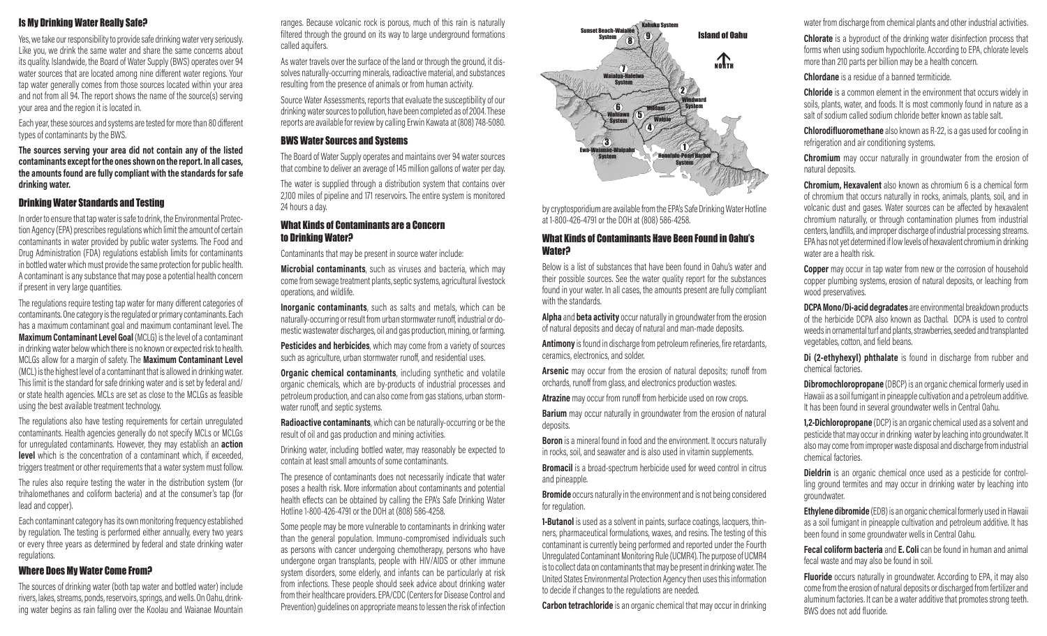## Is My Drinking Water Really Safe?

Yes, we take our responsibility to provide safe drinking water very seriously. Like you, we drink the same water and share the same concerns about its quality. Islandwide, the Board of Water Supply (BWS) operates over 94 water sources that are located among nine different water regions. Your tap water generally comes from those sources located within your area and not from all 94. The report shows the name of the source(s) serving your area and the region it is located in.

Each year, these sources and systems are tested for more than 80 different types of contaminants by the BWS.

**The sources serving your area did not contain any of the listed contaminants except for the ones shown on the report. In all cases, the amounts found are fully compliant with the standards for safe drinking water.**

## Drinking Water Standards and Testing

In order to ensure that tap water is safe to drink, the Environmental Protection Agency (EPA) prescribes regulations which limit the amount of certain contaminants in water provided by public water systems. The Food and Drug Administration (FDA) regulations establish limits for contaminants in bottled water which must provide the same protection for public health. A contaminant is any substance that may pose a potential health concern if present in very large quantities.

The regulations require testing tap water for many different categories of contaminants. One category is the regulated or primary contaminants. Each has a maximum contaminant goal and maximum contaminant level. The **Maximum Contaminant Level Goal** (MCLG) is the level of a contaminant in drinking water below which there is no known or expected risk to health. MCLGs allow for a margin of safety. The **Maximum Contaminant Level** (MCL) is the highest level of a contaminant that is allowed in drinking water. This limit is the standard for safe drinking water and is set by federal and/or state health agencies. MCLs are set as close to the MCLGs as feasible using the best available treatment technology.

The regulations also have testing requirements for certain unregulated contaminants. Health agencies generally do not specify MCLs or MCLGs for unregulated contaminants. However, they may establish an **action level** which is the concentration of a contaminant which, if exceeded, triggers treatment or other requirements that a water system must follow.

The rules also require testing the water in the distribution system (for trihalomethanes and coliform bacteria) and at the consumer's tap (for lead and copper).

Each contaminant category has its own monitoring frequency established by regulation. The testing is performed either annually, every two years or every three years as determined by federal and state drinking water regulations.

## Where Does My Water Come From?

The sources of drinking water (both tap water and bottled water) include rivers, lakes, streams, ponds, reservoirs, springs, and wells. On Oahu, drinking water begins as rain falling over the Koolau and Waianae Mountain ranges. Because volcanic rock is porous, much of this rain is naturally filtered through the ground on its way to large underground formations called aquifers.

As water travels over the surface of the land or through the ground, it dissolves naturally-occurring minerals, radioactive material, and substances resulting from the presence of animals or from human activity.

Source Water Assessments, reports that evaluate the susceptibility of our drinking water sources to pollution, have been completed as of 2004. These reports are available for review by calling Erwin Kawata at (808) 748-5080.

## BWS Water Sources and Systems

The Board of Water Supply operates and maintains over 94 water sources that combine to deliver an average of 145 million gallons of water per day.

The water is supplied through a distribution system that contains over 2,100 miles of pipeline and 171 reservoirs. The entire system is monitored 24 hours a day.

## What Kinds of Contaminants are a Concern to Drinking Water?

Contaminants that may be present in source water include:

**Microbial contaminants**, such as viruses and bacteria, which may come from sewage treatment plants, septic systems, agricultural livestock operations, and wildlife.

**Inorganic contaminants**, such as salts and metals, which can be naturally-occurring or result from urban stormwater runoff, industrial or domestic wastewater discharges, oil and gas production, mining, or farming.

**Pesticides and herbicides**, which may come from a variety of sources such as agriculture, urban stormwater runoff, and residential uses.

**Organic chemical contaminants**, including synthetic and volatile organic chemicals, which are by-products of industrial processes and petroleum production, and can also come from gas stations, urban stormwater runoff, and septic systems.

**Radioactive contaminants**, which can be naturally-occurring or be the result of oil and gas production and mining activities.

Drinking water, including bottled water, may reasonably be expected to contain at least small amounts of some contaminants.

The presence of contaminants does not necessarily indicate that water poses a health risk. More information about contaminants and potential health effects can be obtained by calling the EPA's Safe Drinking Water Hotline 1-800-426-4791 or the DOH at (808) 586-4258.

Some people may be more vulnerable to contaminants in drinking water than the general population. Immuno-compromised individuals such as persons with cancer undergoing chemotherapy, persons who have undergone organ transplants, people with HIV/AIDS or other immune system disorders, some elderly, and infants can be particularly at risk from infections. These people should seek advice about drinking water from their healthcare providers. EPA/CDC (Centers for Disease Control and Prevention) guidelines on appropriate means to lessen the risk of infection by cryptosporidium are available from the EPA's Safe Drinking Water Hotline at 1-800-426-4791 or the DOH at (808) 586-4258.

Island of Oahu — NORTH

1. Honolulu-Pearl Harbor System
2. Windward System
3. Ewa-Waianae-Waipahu System
4. Waipio
5. Mililani
6. Wahiawa System
7. Waialua-Haleiwa System
8. Sunset Beach-Waialee System
9. Kahuku System

## What Kinds of Contaminants Have Been Found in Oahu's Water?

Below is a list of substances that have been found in Oahu's water and their possible sources. See the water quality report for the substances found in your water. In all cases, the amounts present are fully compliant with the standards.

**Alpha** and **beta activity** occur naturally in groundwater from the erosion of natural deposits and decay of natural and man-made deposits.

**Antimony** is found in discharge from petroleum refineries, fire retardants, ceramics, electronics, and solder.

**Arsenic** may occur from the erosion of natural deposits; runoff from orchards, runoff from glass, and electronics production wastes.

**Atrazine** may occur from runoff from herbicide used on row crops.

**Barium** may occur naturally in groundwater from the erosion of natural deposits.

**Boron** is a mineral found in food and the environment. It occurs naturally in rocks, soil, and seawater and is also used in vitamin supplements.

**Bromacil** is a broad-spectrum herbicide used for weed control in citrus and pineapple.

**Bromide** occurs naturally in the environment and is not being considered for regulation.

**1-Butanol** is used as a solvent in paints, surface coatings, lacquers, thinners, pharmaceutical formulations, waxes, and resins. The testing of this contaminant is currently being performed and reported under the Fourth Unregulated Contaminant Monitoring Rule (UCMR4). The purpose of UCMR4 is to collect data on contaminants that may be present in drinking water. The United States Environmental Protection Agency then uses this information to decide if changes to the regulations are needed.

**Carbon tetrachloride** is an organic chemical that may occur in drinking water from discharge from chemical plants and other industrial activities.

**Chlorate** is a byproduct of the drinking water disinfection process that forms when using sodium hypochlorite. According to EPA, chlorate levels more than 210 parts per billion may be a health concern.

**Chlordane** is a residue of a banned termiticide.

**Chloride** is a common element in the environment that occurs widely in soils, plants, water, and foods. It is most commonly found in nature as a salt of sodium called sodium chloride better known as table salt.

**Chlorodifluoromethane** also known as R-22, is a gas used for cooling in refrigeration and air conditioning systems.

**Chromium** may occur naturally in groundwater from the erosion of natural deposits.

**Chromium, Hexavalent** also known as chromium 6 is a chemical form of chromium that occurs naturally in rocks, animals, plants, soil, and in volcanic dust and gases. Water sources can be affected by hexavalent chromium naturally, or through contamination plumes from industrial centers, landfills, and improper discharge of industrial processing streams. EPA has not yet determined if low levels of hexavalent chromium in drinking water are a health risk.

**Copper** may occur in tap water from new or the corrosion of household copper plumbing systems, erosion of natural deposits, or leaching from wood preservatives.

**DCPA Mono/Di-acid degradates** are environmental breakdown products of the herbicide DCPA also known as Dacthal. DCPA is used to control weeds in ornamental turf and plants, strawberries, seeded and transplanted vegetables, cotton, and field beans.

**Di (2-ethyhexyl) phthalate** is found in discharge from rubber and chemical factories.

**Dibromochloropropane** (DBCP) is an organic chemical formerly used in Hawaii as a soil fumigant in pineapple cultivation and a petroleum additive. It has been found in several groundwater wells in Central Oahu.

**1,2-Dichloropropane** (DCP) is an organic chemical used as a solvent and pesticide that may occur in drinking water by leaching into groundwater. It also may come from improper waste disposal and discharge from industrial chemical factories.

**Dieldrin** is an organic chemical once used as a pesticide for controlling ground termites and may occur in drinking water by leaching into groundwater.

**Ethylene dibromide** (EDB) is an organic chemical formerly used in Hawaii as a soil fumigant in pineapple cultivation and petroleum additive. It has been found in some groundwater wells in Central Oahu.

**Fecal coliform bacteria** and **E. Coli** can be found in human and animal fecal waste and may also be found in soil.

**Fluoride** occurs naturally in groundwater. According to EPA, it may also come from the erosion of natural deposits or discharged from fertilizer and aluminum factories. It can be a water additive that promotes strong teeth. BWS does not add fluoride.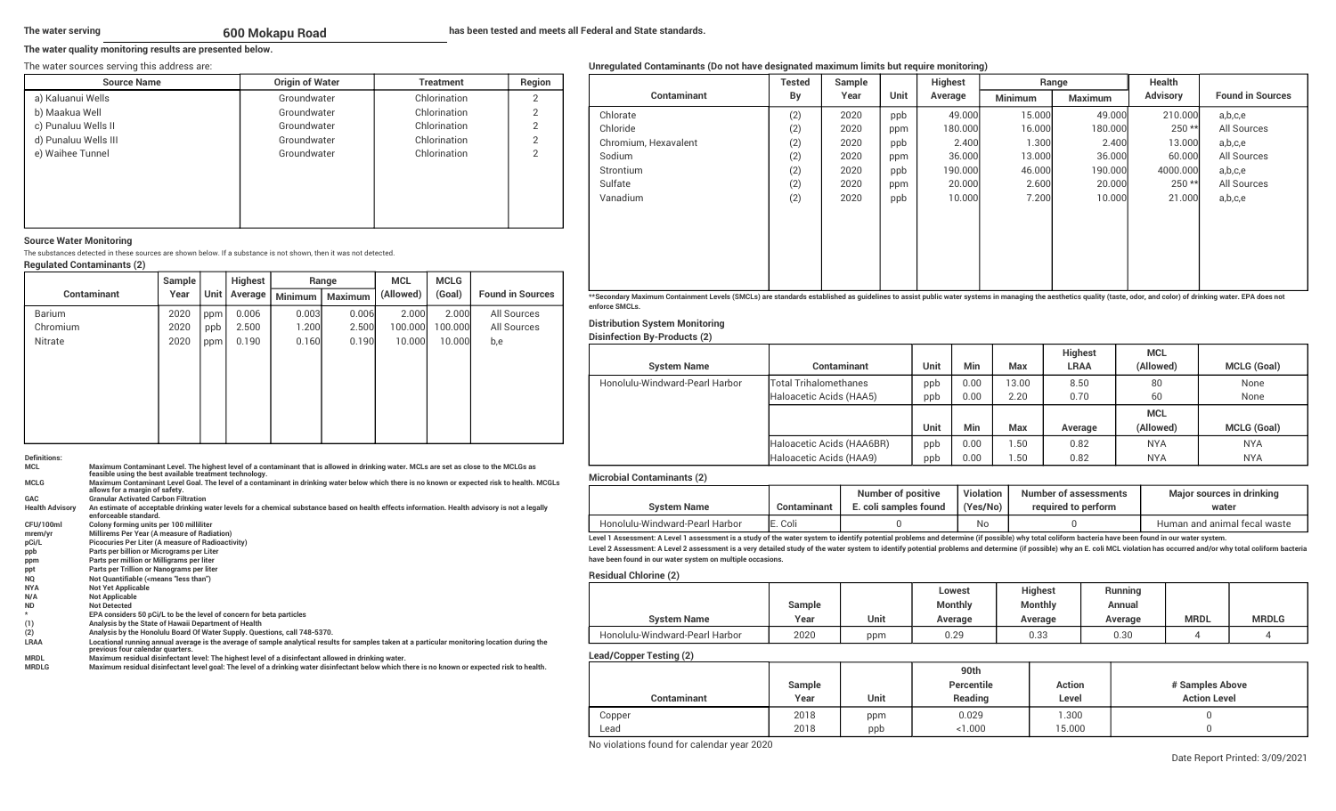The water serving **600 Mokapu Road** has been tested and meets all Federal and State standards.

**The water quality monitoring results are presented below.**

The water sources serving this address are:

| Source Name | Origin of Water | Treatment | Region |
|---|---|---|---|
| a) Kaluanui Wells | Groundwater | Chlorination | 2 |
| b) Maakua Well | Groundwater | Chlorination | 2 |
| c) Punaluu Wells II | Groundwater | Chlorination | 2 |
| d) Punaluu Wells III | Groundwater | Chlorination | 2 |
| e) Waihee Tunnel | Groundwater | Chlorination | 2 |

### Source Water Monitoring

The substances detected in these sources are shown below. If a substance is not shown, then it was not detected.

**Regulated Contaminants (2)**

| Contaminant | Sample Year | Unit | Highest Average | Range Minimum | Range Maximum | MCL (Allowed) | MCLG (Goal) | Found in Sources |
|---|---|---|---|---|---|---|---|---|
| Barium | 2020 | ppm | 0.006 | 0.003 | 0.006 | 2.000 | 2.000 | All Sources |
| Chromium | 2020 | ppb | 2.500 | 1.200 | 2.500 | 100.000 | 100.000 | All Sources |
| Nitrate | 2020 | ppm | 0.190 | 0.160 | 0.190 | 10.000 | 10.000 | b,e |

**Definitions:**

- **MCL** — Maximum Contaminant Level. The highest level of a contaminant that is allowed in drinking water. MCLs are set as close to the MCLGs as feasible using the best available treatment technology.
- **MCLG** — Maximum Contaminant Level Goal. The level of a contaminant in drinking water below which there is no known or expected risk to health. MCLGs allows for a margin of safety.
- **GAC** — Granular Activated Carbon Filtration
- **Health Advisory** — An estimate of acceptable drinking water levels for a chemical substance based on health effects information. Health advisory is not a legally enforceable standard.
- **CFU/100ml** — Colony forming units per 100 milliliter
- **mrem/yr** — Millirems Per Year (A measure of Radiation)
- **pCi/L** — Picocuries Per Liter (A measure of Radioactivity)
- **ppb** — Parts per billion or Micrograms per Liter
- **ppm** — Parts per million or Milligrams per liter
- **ppt** — Parts per Trillion or Nanograms per liter
- **NQ** — Not Quantifiable (<means "less than")
- **NYA** — Not Yet Applicable
- **N/A** — Not Applicable
- **ND** — Not Detected
- **\*** — EPA considers 50 pCi/L to be the level of concern for beta particles
- **(1)** — Analysis by the State of Hawaii Department of Health
- **(2)** — Analysis by the Honolulu Board Of Water Supply. Questions, call 748-5370.
- **LRAA** — Locational running annual average is the average of sample analytical results for samples taken at a particular monitoring location during the previous four calendar quarters.
- **MRDL** — Maximum residual disinfectant level: The highest level of a disinfectant allowed in drinking water.
- **MRDLG** — Maximum residual disinfectant level goal: The level of a drinking water disinfectant below which there is no known or expected risk to health.

**Unregulated Contaminants (Do not have designated maximum limits but require monitoring)**

| Contaminant | Tested By | Sample Year | Unit | Highest Average | Range Minimum | Range Maximum | Health Advisory | Found in Sources |
|---|---|---|---|---|---|---|---|---|
| Chlorate | (2) | 2020 | ppb | 49.000 | 15.000 | 49.000 | 210.000 | a,b,c,e |
| Chloride | (2) | 2020 | ppm | 180.000 | 16.000 | 180.000 | 250 ** | All Sources |
| Chromium, Hexavalent | (2) | 2020 | ppb | 2.400 | 1.300 | 2.400 | 13.000 | a,b,c,e |
| Sodium | (2) | 2020 | ppm | 36.000 | 13.000 | 36.000 | 60.000 | All Sources |
| Strontium | (2) | 2020 | ppb | 190.000 | 46.000 | 190.000 | 4000.000 | a,b,c,e |
| Sulfate | (2) | 2020 | ppm | 20.000 | 2.600 | 20.000 | 250 ** | All Sources |
| Vanadium | (2) | 2020 | ppb | 10.000 | 7.200 | 10.000 | 21.000 | a,b,c,e |

**Secondary Maximum Containment Levels (SMCLs) are standards established as guidelines to assist public water systems in managing the aesthetics quality (taste, odor, and color) of drinking water. EPA does not enforce SMCLs.

### Distribution System Monitoring

**Disinfection By-Products (2)**

| System Name | Contaminant | Unit | Min | Max | Highest LRAA | MCL (Allowed) | MCLG (Goal) |
|---|---|---|---|---|---|---|---|
| Honolulu-Windward-Pearl Harbor | Total Trihalomethanes | ppb | 0.00 | 13.00 | 8.50 | 80 | None |
| | Haloacetic Acids (HAA5) | ppb | 0.00 | 2.20 | 0.70 | 60 | None |
| | | **Unit** | **Min** | **Max** | **Average** | **MCL (Allowed)** | **MCLG (Goal)** |
| | Haloacetic Acids (HAA6BR) | ppb | 0.00 | 1.50 | 0.82 | NYA | NYA |
| | Haloacetic Acids (HAA9) | ppb | 0.00 | 1.50 | 0.82 | NYA | NYA |

**Microbial Contaminants (2)**

| System Name | Contaminant | Number of positive E. coli samples found | Violation (Yes/No) | Number of assessments required to perform | Major sources in drinking water |
|---|---|---|---|---|---|
| Honolulu-Windward-Pearl Harbor | E. Coli | 0 | No | 0 | Human and animal fecal waste |

Level 1 Assessment: A Level 1 assessment is a study of the water system to identify potential problems and determine (if possible) why total coliform bacteria have been found in our water system.

Level 2 Assessment: A Level 2 assessment is a very detailed study of the water system to identify potential problems and determine (if possible) why an E. coli MCL violation has occurred and/or why total coliform bacteria have been found in our water system on multiple occasions.

**Residual Chlorine (2)**

| System Name | Sample Year | Unit | Lowest Monthly Average | Highest Monthly Average | Running Annual Average | MRDL | MRDLG |
|---|---|---|---|---|---|---|---|
| Honolulu-Windward-Pearl Harbor | 2020 | ppm | 0.29 | 0.33 | 0.30 | 4 | 4 |

**Lead/Copper Testing (2)**

| Contaminant | Sample Year | Unit | 90th Percentile Reading | Action Level | # Samples Above Action Level |
|---|---|---|---|---|---|
| Copper | 2018 | ppm | 0.029 | 1.300 | 0 |
| Lead | 2018 | ppb | <1.000 | 15.000 | 0 |

No violations found for calendar year 2020

Date Report Printed: 3/09/2021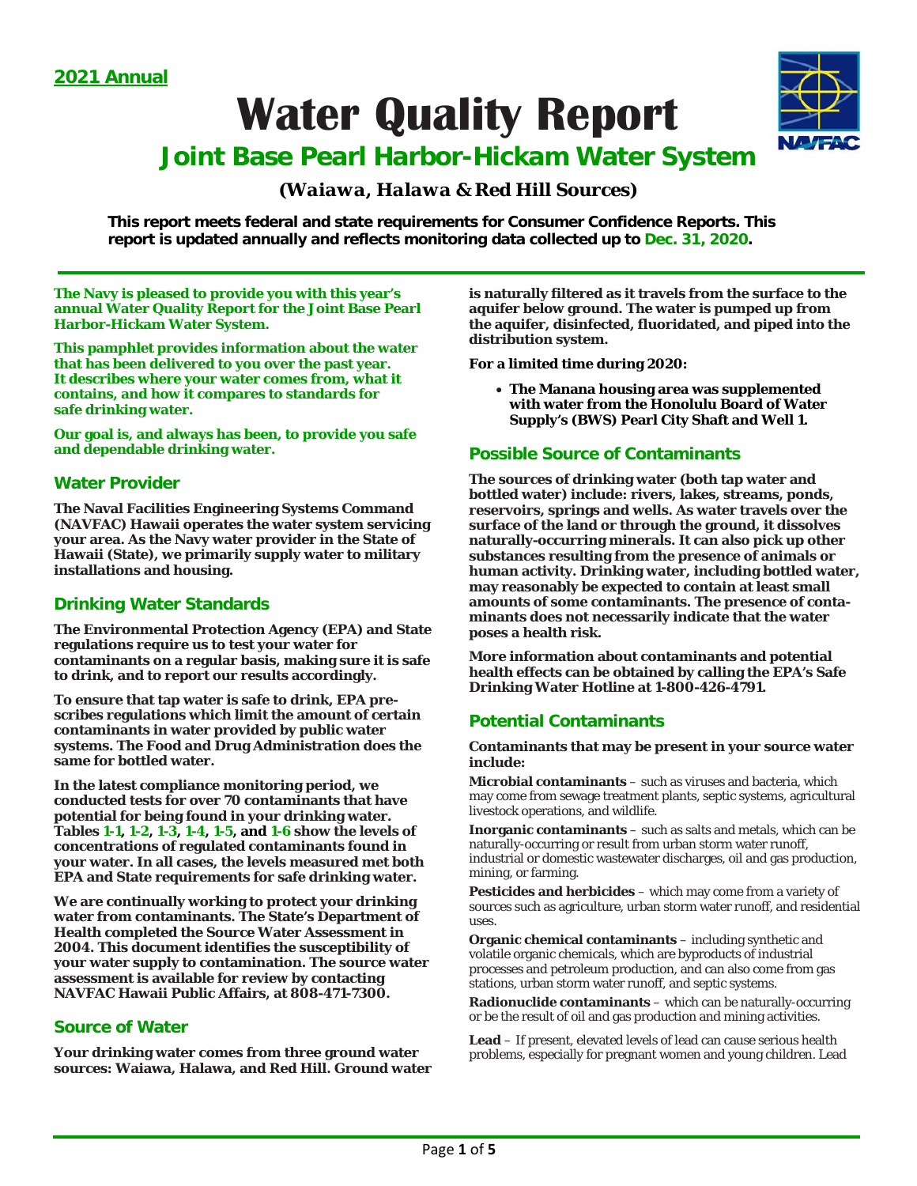**2021 Annual**

# Water Quality Report

## Joint Base Pearl Harbor-Hickam Water System

### *(Waiawa, Halawa & Red Hill Sources)*

**This report meets federal and state requirements for Consumer Confidence Reports. This report is updated annually and reflects monitoring data collected up to Dec. 31, 2020.**

**The Navy is pleased to provide you with this year's annual Water Quality Report for the Joint Base Pearl Harbor-Hickam Water System.**

**This pamphlet provides information about the water that has been delivered to you over the past year. It describes where your water comes from, what it contains, and how it compares to standards for safe drinking water.**

**Our goal is, and always has been, to provide you safe and dependable drinking water.**

## Water Provider

**The Naval Facilities Engineering Systems Command (NAVFAC) Hawaii operates the water system servicing your area. As the Navy water provider in the State of Hawaii (State), we primarily supply water to military installations and housing.**

## Drinking Water Standards

**The Environmental Protection Agency (EPA) and State regulations require us to test your water for contaminants on a regular basis, making sure it is safe to drink, and to report our results accordingly.**

**To ensure that tap water is safe to drink, EPA prescribes regulations which limit the amount of certain contaminants in water provided by public water systems. The Food and Drug Administration does the same for bottled water.**

**In the latest compliance monitoring period, we conducted tests for over 70 contaminants that have potential for being found in your drinking water. Tables 1-1, 1-2, 1-3, 1-4, 1-5, and 1-6 show the levels of concentrations of regulated contaminants found in your water. In all cases, the levels measured met both EPA and State requirements for safe drinking water.**

**We are continually working to protect your drinking water from contaminants. The State's Department of Health completed the Source Water Assessment in 2004. This document identifies the susceptibility of your water supply to contamination. The source water assessment is available for review by contacting NAVFAC Hawaii Public Affairs, at 808-471-7300.**

## Source of Water

**Your drinking water comes from three ground water sources: Waiawa, Halawa, and Red Hill. Ground water is naturally filtered as it travels from the surface to the aquifer below ground. The water is pumped up from the aquifer, disinfected, fluoridated, and piped into the distribution system.**

**For a limited time during 2020:**

- **The Manana housing area was supplemented with water from the Honolulu Board of Water Supply's (BWS) Pearl City Shaft and Well 1.**

## Possible Source of Contaminants

**The sources of drinking water (both tap water and bottled water) include: rivers, lakes, streams, ponds, reservoirs, springs and wells. As water travels over the surface of the land or through the ground, it dissolves naturally-occurring minerals. It can also pick up other substances resulting from the presence of animals or human activity. Drinking water, including bottled water, may reasonably be expected to contain at least small amounts of some contaminants. The presence of contaminants does not necessarily indicate that the water poses a health risk.**

**More information about contaminants and potential health effects can be obtained by calling the EPA's Safe Drinking Water Hotline at 1-800-426-4791.**

## Potential Contaminants

**Contaminants that may be present in your source water include:**

**Microbial contaminants** – such as viruses and bacteria, which may come from sewage treatment plants, septic systems, agricultural livestock operations, and wildlife.

**Inorganic contaminants** – such as salts and metals, which can be naturally-occurring or result from urban storm water runoff, industrial or domestic wastewater discharges, oil and gas production, mining, or farming.

**Pesticides and herbicides** – which may come from a variety of sources such as agriculture, urban storm water runoff, and residential uses.

**Organic chemical contaminants** – including synthetic and volatile organic chemicals, which are byproducts of industrial processes and petroleum production, and can also come from gas stations, urban storm water runoff, and septic systems.

**Radionuclide contaminants** – which can be naturally-occurring or be the result of oil and gas production and mining activities.

**Lead** – If present, elevated levels of lead can cause serious health problems, especially for pregnant women and young children. Lead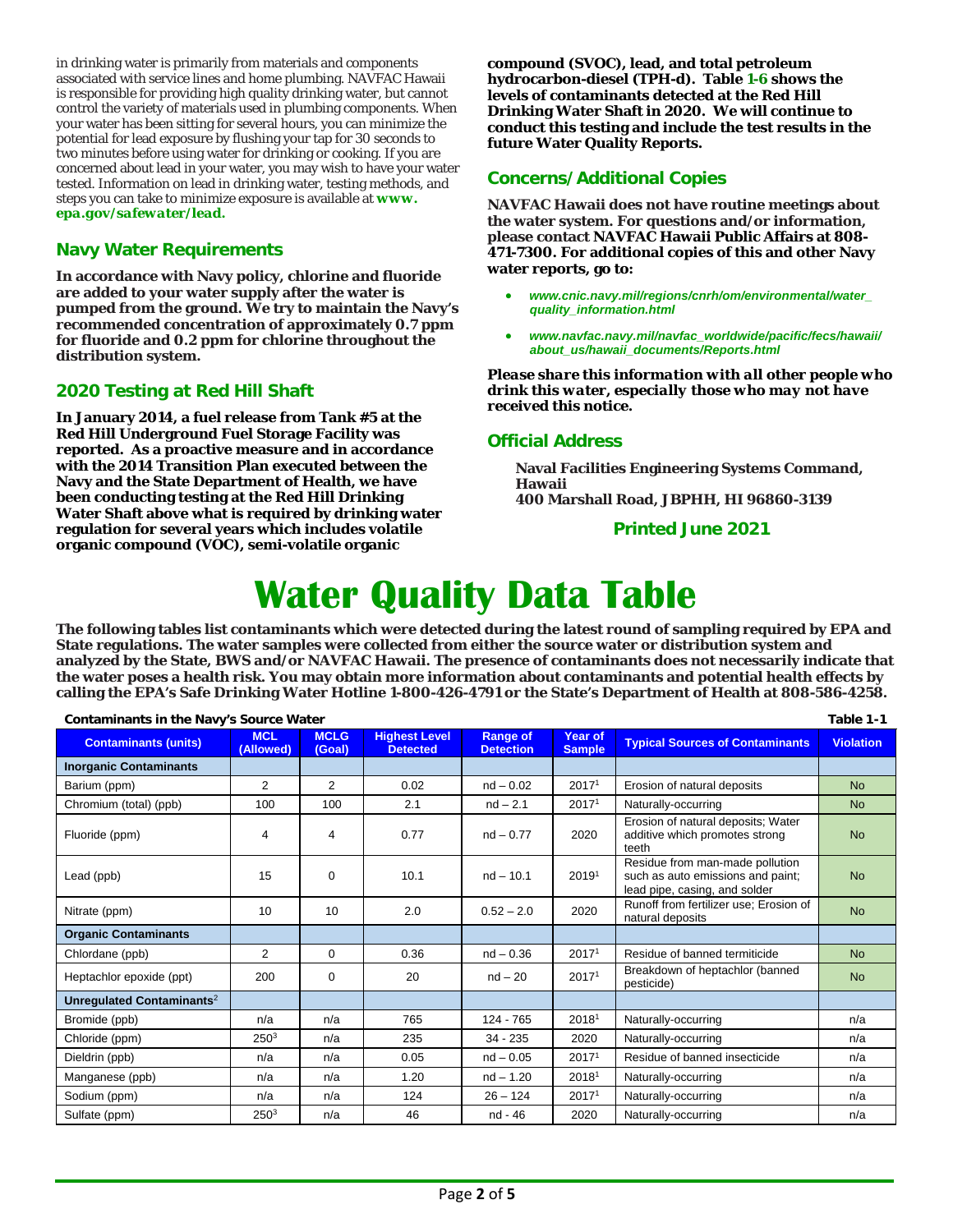in drinking water is primarily from materials and components associated with service lines and home plumbing. NAVFAC Hawaii is responsible for providing high quality drinking water, but cannot control the variety of materials used in plumbing components. When your water has been sitting for several hours, you can minimize the potential for lead exposure by flushing your tap for 30 seconds to two minutes before using water for drinking or cooking. If you are concerned about lead in your water, you may wish to have your water tested. Information on lead in drinking water, testing methods, and steps you can take to minimize exposure is available at ***www.epa.gov/safewater/lead.***

## Navy Water Requirements

**In accordance with Navy policy, chlorine and fluoride are added to your water supply after the water is pumped from the ground. We try to maintain the Navy's recommended concentration of approximately 0.7 ppm for fluoride and 0.2 ppm for chlorine throughout the distribution system.**

## 2020 Testing at Red Hill Shaft

**In January 2014, a fuel release from Tank #5 at the Red Hill Underground Fuel Storage Facility was reported. As a proactive measure and in accordance with the 2014 Transition Plan executed between the Navy and the State Department of Health, we have been conducting testing at the Red Hill Drinking Water Shaft above what is required by drinking water regulation for several years which includes volatile organic compound (VOC), semi-volatile organic compound (SVOC), lead, and total petroleum hydrocarbon-diesel (TPH-d). Table 1-6 shows the levels of contaminants detected at the Red Hill Drinking Water Shaft in 2020. We will continue to conduct this testing and include the test results in the future Water Quality Reports.**

## Concerns/Additional Copies

**NAVFAC Hawaii does not have routine meetings about the water system. For questions and/or information, please contact NAVFAC Hawaii Public Affairs at 808-471-7300. For additional copies of this and other Navy water reports, go to:**

- ***www.cnic.navy.mil/regions/cnrh/om/environmental/water_quality_information.html***
- ***www.navfac.navy.mil/navfac_worldwide/pacific/fecs/hawaii/about_us/hawaii_documents/Reports.html***

***Please share this information with all other people who drink this water, especially those who may not have received this notice.***

## Official Address

**Naval Facilities Engineering Systems Command, Hawaii**
**400 Marshall Road, JBPHH, HI 96860-3139**

**Printed June 2021**

# Water Quality Data Table

**The following tables list contaminants which were detected during the latest round of sampling required by EPA and State regulations. The water samples were collected from either the source water or distribution system and analyzed by the State, BWS and/or NAVFAC Hawaii. The presence of contaminants does not necessarily indicate that the water poses a health risk. You may obtain more information about contaminants and potential health effects by calling the EPA's Safe Drinking Water Hotline 1-800-426-4791 or the State's Department of Health at 808-586-4258.**

**Contaminants in the Navy's Source Water** — **Table 1-1**

| Contaminants (units) | MCL (Allowed) | MCLG (Goal) | Highest Level Detected | Range of Detection | Year of Sample | Typical Sources of Contaminants | Violation |
|---|---|---|---|---|---|---|---|
| **Inorganic Contaminants** | | | | | | | |
| Barium (ppm) | 2 | 2 | 0.02 | nd – 0.02 | 2017[1] | Erosion of natural deposits | No |
| Chromium (total) (ppb) | 100 | 100 | 2.1 | nd – 2.1 | 2017[1] | Naturally-occurring | No |
| Fluoride (ppm) | 4 | 4 | 0.77 | nd – 0.77 | 2020 | Erosion of natural deposits; Water additive which promotes strong teeth | No |
| Lead (ppb) | 15 | 0 | 10.1 | nd – 10.1 | 2019[1] | Residue from man-made pollution such as auto emissions and paint; lead pipe, casing, and solder | No |
| Nitrate (ppm) | 10 | 10 | 2.0 | 0.52 – 2.0 | 2020 | Runoff from fertilizer use; Erosion of natural deposits | No |
| **Organic Contaminants** | | | | | | | |
| Chlordane (ppb) | 2 | 0 | 0.36 | nd – 0.36 | 2017[1] | Residue of banned termiticide | No |
| Heptachlor epoxide (ppt) | 200 | 0 | 20 | nd – 20 | 2017[1] | Breakdown of heptachlor (banned pesticide) | No |
| **Unregulated Contaminants**[2] | | | | | | | |
| Bromide (ppb) | n/a | n/a | 765 | 124 - 765 | 2018[1] | Naturally-occurring | n/a |
| Chloride (ppm) | 250[3] | n/a | 235 | 34 - 235 | 2020 | Naturally-occurring | n/a |
| Dieldrin (ppb) | n/a | n/a | 0.05 | nd – 0.05 | 2017[1] | Residue of banned insecticide | n/a |
| Manganese (ppb) | n/a | n/a | 1.20 | nd – 1.20 | 2018[1] | Naturally-occurring | n/a |
| Sodium (ppm) | n/a | n/a | 124 | 26 – 124 | 2017[1] | Naturally-occurring | n/a |
| Sulfate (ppm) | 250[3] | n/a | 46 | nd - 46 | 2020 | Naturally-occurring | n/a |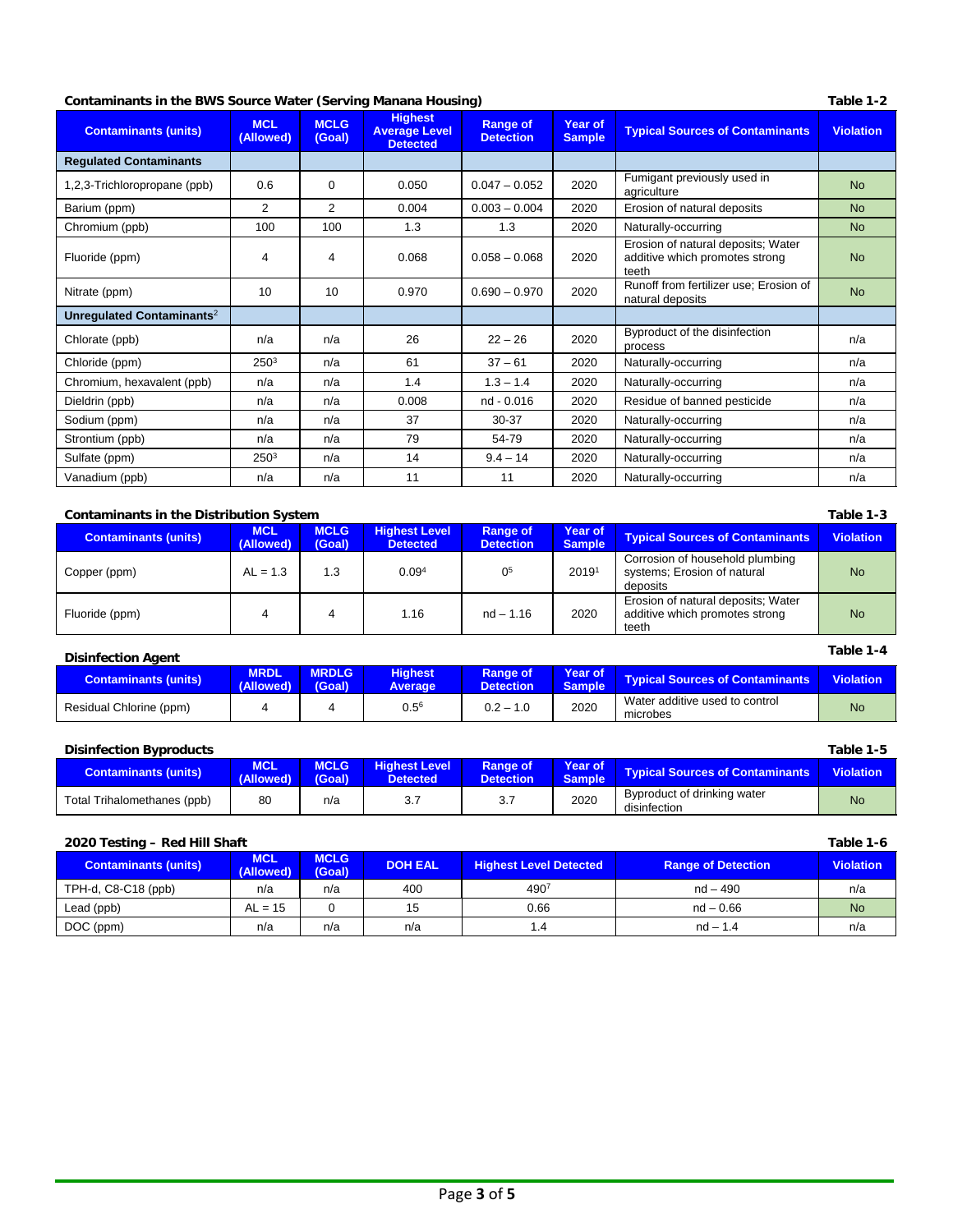**Contaminants in the BWS Source Water (Serving Manana Housing)** **Table 1-2**

| Contaminants (units) | MCL (Allowed) | MCLG (Goal) | Highest Average Level Detected | Range of Detection | Year of Sample | Typical Sources of Contaminants | Violation |
|---|---|---|---|---|---|---|---|
| **Regulated Contaminants** | | | | | | | |
| 1,2,3-Trichloropropane (ppb) | 0.6 | 0 | 0.050 | 0.047 – 0.052 | 2020 | Fumigant previously used in agriculture | No |
| Barium (ppm) | 2 | 2 | 0.004 | 0.003 – 0.004 | 2020 | Erosion of natural deposits | No |
| Chromium (ppb) | 100 | 100 | 1.3 | 1.3 | 2020 | Naturally-occurring | No |
| Fluoride (ppm) | 4 | 4 | 0.068 | 0.058 – 0.068 | 2020 | Erosion of natural deposits; Water additive which promotes strong teeth | No |
| Nitrate (ppm) | 10 | 10 | 0.970 | 0.690 – 0.970 | 2020 | Runoff from fertilizer use; Erosion of natural deposits | No |
| **Unregulated Contaminants**[2] | | | | | | | |
| Chlorate (ppb) | n/a | n/a | 26 | 22 – 26 | 2020 | Byproduct of the disinfection process | n/a |
| Chloride (ppm) | 250[3] | n/a | 61 | 37 – 61 | 2020 | Naturally-occurring | n/a |
| Chromium, hexavalent (ppb) | n/a | n/a | 1.4 | 1.3 – 1.4 | 2020 | Naturally-occurring | n/a |
| Dieldrin (ppb) | n/a | n/a | 0.008 | nd - 0.016 | 2020 | Residue of banned pesticide | n/a |
| Sodium (ppm) | n/a | n/a | 37 | 30-37 | 2020 | Naturally-occurring | n/a |
| Strontium (ppb) | n/a | n/a | 79 | 54-79 | 2020 | Naturally-occurring | n/a |
| Sulfate (ppm) | 250[3] | n/a | 14 | 9.4 – 14 | 2020 | Naturally-occurring | n/a |
| Vanadium (ppb) | n/a | n/a | 11 | 11 | 2020 | Naturally-occurring | n/a |

**Contaminants in the Distribution System** **Table 1-3**

| Contaminants (units) | MCL (Allowed) | MCLG (Goal) | Highest Level Detected | Range of Detection | Year of Sample | Typical Sources of Contaminants | Violation |
|---|---|---|---|---|---|---|---|
| Copper (ppm) | AL = 1.3 | 1.3 | 0.09[4] | 0[5] | 2019[1] | Corrosion of household plumbing systems; Erosion of natural deposits | No |
| Fluoride (ppm) | 4 | 4 | 1.16 | nd – 1.16 | 2020 | Erosion of natural deposits; Water additive which promotes strong teeth | No |

**Disinfection Agent** **Table 1-4**

| Contaminants (units) | MRDL (Allowed) | MRDLG (Goal) | Highest Average | Range of Detection | Year of Sample | Typical Sources of Contaminants | Violation |
|---|---|---|---|---|---|---|---|
| Residual Chlorine (ppm) | 4 | 4 | 0.5[6] | 0.2 – 1.0 | 2020 | Water additive used to control microbes | No |

**Disinfection Byproducts** **Table 1-5**

| Contaminants (units) | MCL (Allowed) | MCLG (Goal) | Highest Level Detected | Range of Detection | Year of Sample | Typical Sources of Contaminants | Violation |
|---|---|---|---|---|---|---|---|
| Total Trihalomethanes (ppb) | 80 | n/a | 3.7 | 3.7 | 2020 | Byproduct of drinking water disinfection | No |

**2020 Testing – Red Hill Shaft** **Table 1-6**

| Contaminants (units) | MCL (Allowed) | MCLG (Goal) | DOH EAL | Highest Level Detected | Range of Detection | Violation |
|---|---|---|---|---|---|---|
| TPH-d, C8-C18 (ppb) | n/a | n/a | 400 | 490[7] | nd – 490 | n/a |
| Lead (ppb) | AL = 15 | 0 | 15 | 0.66 | nd – 0.66 | No |
| DOC (ppm) | n/a | n/a | n/a | 1.4 | nd – 1.4 | n/a |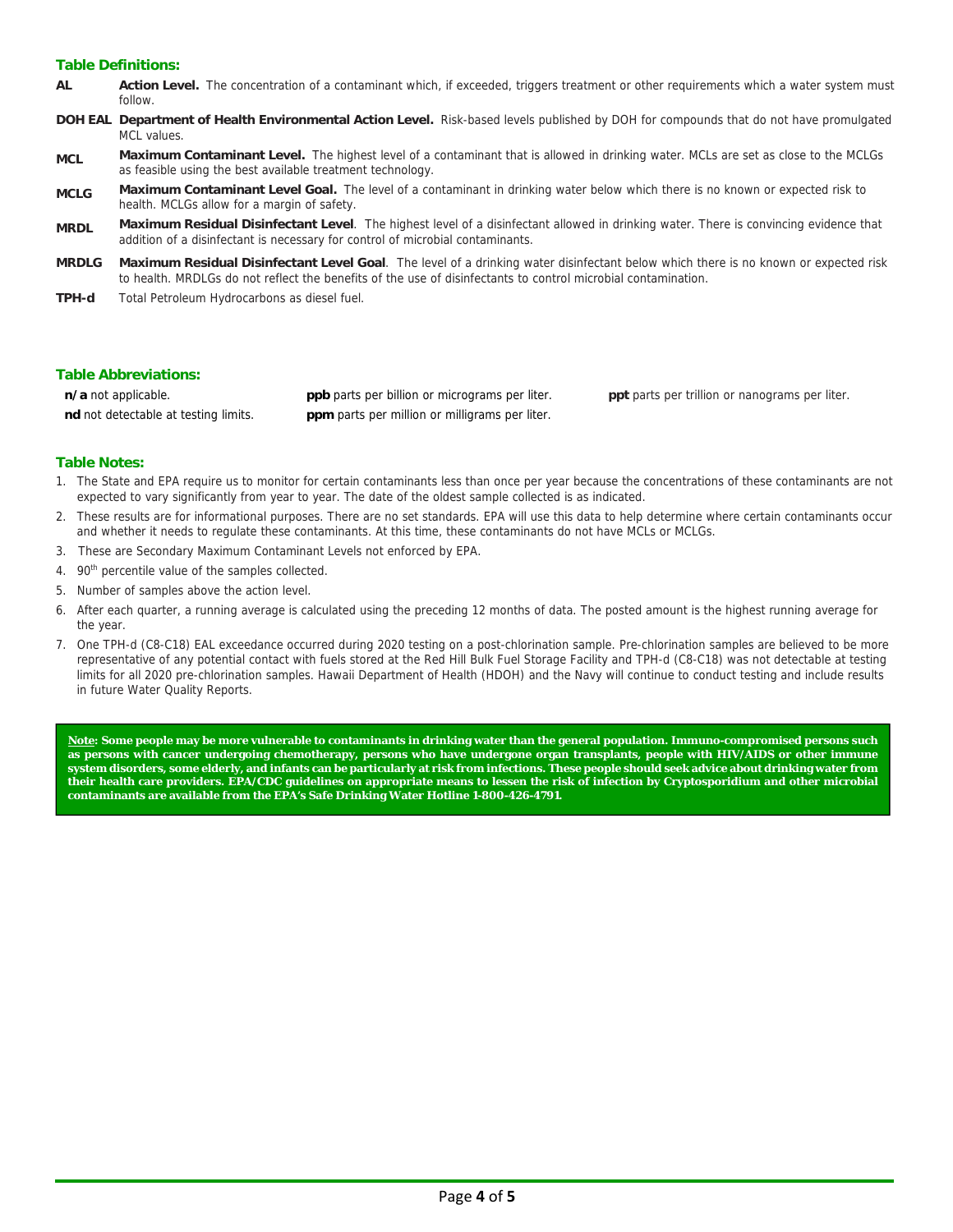### Table Definitions:

**AL** **Action Level.** The concentration of a contaminant which, if exceeded, triggers treatment or other requirements which a water system must follow.

**DOH EAL** **Department of Health Environmental Action Level.** Risk-based levels published by DOH for compounds that do not have promulgated MCL values.

**MCL** **Maximum Contaminant Level.** The highest level of a contaminant that is allowed in drinking water. MCLs are set as close to the MCLGs as feasible using the best available treatment technology.

**MCLG** **Maximum Contaminant Level Goal.** The level of a contaminant in drinking water below which there is no known or expected risk to health. MCLGs allow for a margin of safety.

**MRDL** **Maximum Residual Disinfectant Level**. The highest level of a disinfectant allowed in drinking water. There is convincing evidence that addition of a disinfectant is necessary for control of microbial contaminants.

**MRDLG** **Maximum Residual Disinfectant Level Goal**. The level of a drinking water disinfectant below which there is no known or expected risk to health. MRDLGs do not reflect the benefits of the use of disinfectants to control microbial contamination.

**TPH-d** Total Petroleum Hydrocarbons as diesel fuel.

### Table Abbreviations:

**n/a** not applicable.

**nd** not detectable at testing limits.

**ppb** parts per billion or micrograms per liter.

**ppm** parts per million or milligrams per liter.

**ppt** parts per trillion or nanograms per liter.

### Table Notes:

1. The State and EPA require us to monitor for certain contaminants less than once per year because the concentrations of these contaminants are not expected to vary significantly from year to year. The date of the oldest sample collected is as indicated.
2. These results are for informational purposes. There are no set standards. EPA will use this data to help determine where certain contaminants occur and whether it needs to regulate these contaminants. At this time, these contaminants do not have MCLs or MCLGs.
3. These are Secondary Maximum Contaminant Levels not enforced by EPA.
4. 90th percentile value of the samples collected.
5. Number of samples above the action level.
6. After each quarter, a running average is calculated using the preceding 12 months of data. The posted amount is the highest running average for the year.
7. One TPH-d (C8-C18) EAL exceedance occurred during 2020 testing on a post-chlorination sample. Pre-chlorination samples are believed to be more representative of any potential contact with fuels stored at the Red Hill Bulk Fuel Storage Facility and TPH-d (C8-C18) was not detectable at testing limits for all 2020 pre-chlorination samples. Hawaii Department of Health (HDOH) and the Navy will continue to conduct testing and include results in future Water Quality Reports.

**Note: Some people may be more vulnerable to contaminants in drinking water than the general population. Immuno-compromised persons such as persons with cancer undergoing chemotherapy, persons who have undergone organ transplants, people with HIV/AIDS or other immune system disorders, some elderly, and infants can be particularly at risk from infections. These people should seek advice about drinking water from their health care providers. EPA/CDC guidelines on appropriate means to lessen the risk of infection by Cryptosporidium and other microbial contaminants are available from the EPA's Safe Drinking Water Hotline 1-800-426-4791.**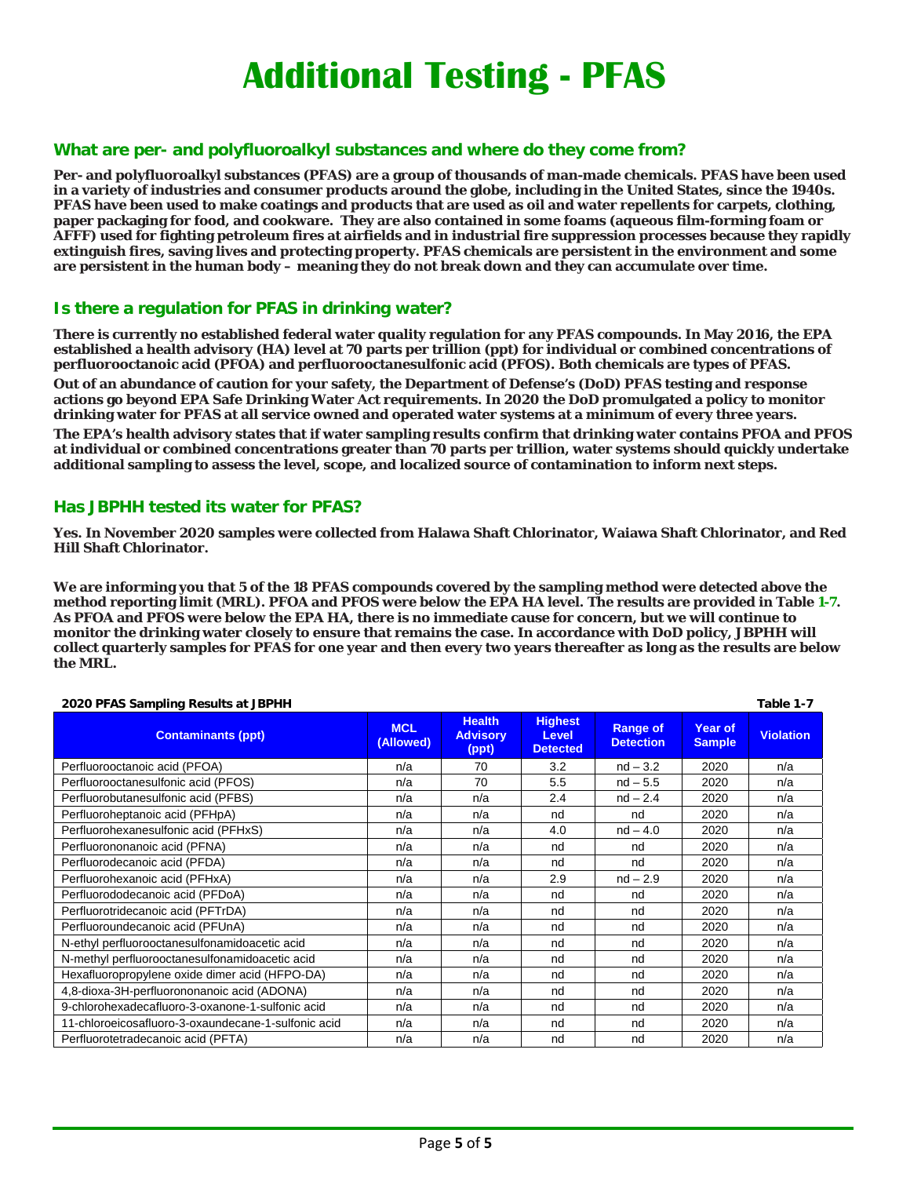# Additional Testing - PFAS

## What are per- and polyfluoroalkyl substances and where do they come from?

**Per- and polyfluoroalkyl substances (PFAS) are a group of thousands of man-made chemicals. PFAS have been used in a variety of industries and consumer products around the globe, including in the United States, since the 1940s. PFAS have been used to make coatings and products that are used as oil and water repellents for carpets, clothing, paper packaging for food, and cookware. They are also contained in some foams (aqueous film-forming foam or AFFF) used for fighting petroleum fires at airfields and in industrial fire suppression processes because they rapidly extinguish fires, saving lives and protecting property. PFAS chemicals are persistent in the environment and some are persistent in the human body – meaning they do not break down and they can accumulate over time.**

## Is there a regulation for PFAS in drinking water?

**There is currently no established federal water quality regulation for any PFAS compounds. In May 2016, the EPA established a health advisory (HA) level at 70 parts per trillion (ppt) for individual or combined concentrations of perfluorooctanoic acid (PFOA) and perfluorooctanesulfonic acid (PFOS). Both chemicals are types of PFAS.**

**Out of an abundance of caution for your safety, the Department of Defense's (DoD) PFAS testing and response actions go beyond EPA Safe Drinking Water Act requirements. In 2020 the DoD promulgated a policy to monitor drinking water for PFAS at all service owned and operated water systems at a minimum of every three years.**

**The EPA's health advisory states that if water sampling results confirm that drinking water contains PFOA and PFOS at individual or combined concentrations greater than 70 parts per trillion, water systems should quickly undertake additional sampling to assess the level, scope, and localized source of contamination to inform next steps.**

## Has JBPHH tested its water for PFAS?

**Yes. In November 2020 samples were collected from Halawa Shaft Chlorinator, Waiawa Shaft Chlorinator, and Red Hill Shaft Chlorinator.**

**We are informing you that 5 of the 18 PFAS compounds covered by the sampling method were detected above the method reporting limit (MRL). PFOA and PFOS were below the EPA HA level. The results are provided in Table 1-7. As PFOA and PFOS were below the EPA HA, there is no immediate cause for concern, but we will continue to monitor the drinking water closely to ensure that remains the case. In accordance with DoD policy, JBPHH will collect quarterly samples for PFAS for one year and then every two years thereafter as long as the results are below the MRL.**

**2020 PFAS Sampling Results at JBPHH** — **Table 1-7**

| Contaminants (ppt) | MCL (Allowed) | Health Advisory (ppt) | Highest Level Detected | Range of Detection | Year of Sample | Violation |
|---|---|---|---|---|---|---|
| Perfluorooctanoic acid (PFOA) | n/a | 70 | 3.2 | nd – 3.2 | 2020 | n/a |
| Perfluorooctanesulfonic acid (PFOS) | n/a | 70 | 5.5 | nd – 5.5 | 2020 | n/a |
| Perfluorobutanesulfonic acid (PFBS) | n/a | n/a | 2.4 | nd – 2.4 | 2020 | n/a |
| Perfluoroheptanoic acid (PFHpA) | n/a | n/a | nd | nd | 2020 | n/a |
| Perfluorohexanesulfonic acid (PFHxS) | n/a | n/a | 4.0 | nd – 4.0 | 2020 | n/a |
| Perfluorononanoic acid (PFNA) | n/a | n/a | nd | nd | 2020 | n/a |
| Perfluorodecanoic acid (PFDA) | n/a | n/a | nd | nd | 2020 | n/a |
| Perfluorohexanoic acid (PFHxA) | n/a | n/a | 2.9 | nd – 2.9 | 2020 | n/a |
| Perfluorododecanoic acid (PFDoA) | n/a | n/a | nd | nd | 2020 | n/a |
| Perfluorotridecanoic acid (PFTrDA) | n/a | n/a | nd | nd | 2020 | n/a |
| Perfluoroundecanoic acid (PFUnA) | n/a | n/a | nd | nd | 2020 | n/a |
| N-ethyl perfluorooctanesulfonamidoacetic acid | n/a | n/a | nd | nd | 2020 | n/a |
| N-methyl perfluorooctanesulfonamidoacetic acid | n/a | n/a | nd | nd | 2020 | n/a |
| Hexafluoropropylene oxide dimer acid (HFPO-DA) | n/a | n/a | nd | nd | 2020 | n/a |
| 4,8-dioxa-3H-perfluorononanoic acid (ADONA) | n/a | n/a | nd | nd | 2020 | n/a |
| 9-chlorohexadecafluoro-3-oxanone-1-sulfonic acid | n/a | n/a | nd | nd | 2020 | n/a |
| 11-chloroeicosafluoro-3-oxaundecane-1-sulfonic acid | n/a | n/a | nd | nd | 2020 | n/a |
| Perfluorotetradecanoic acid (PFTA) | n/a | n/a | nd | nd | 2020 | n/a |